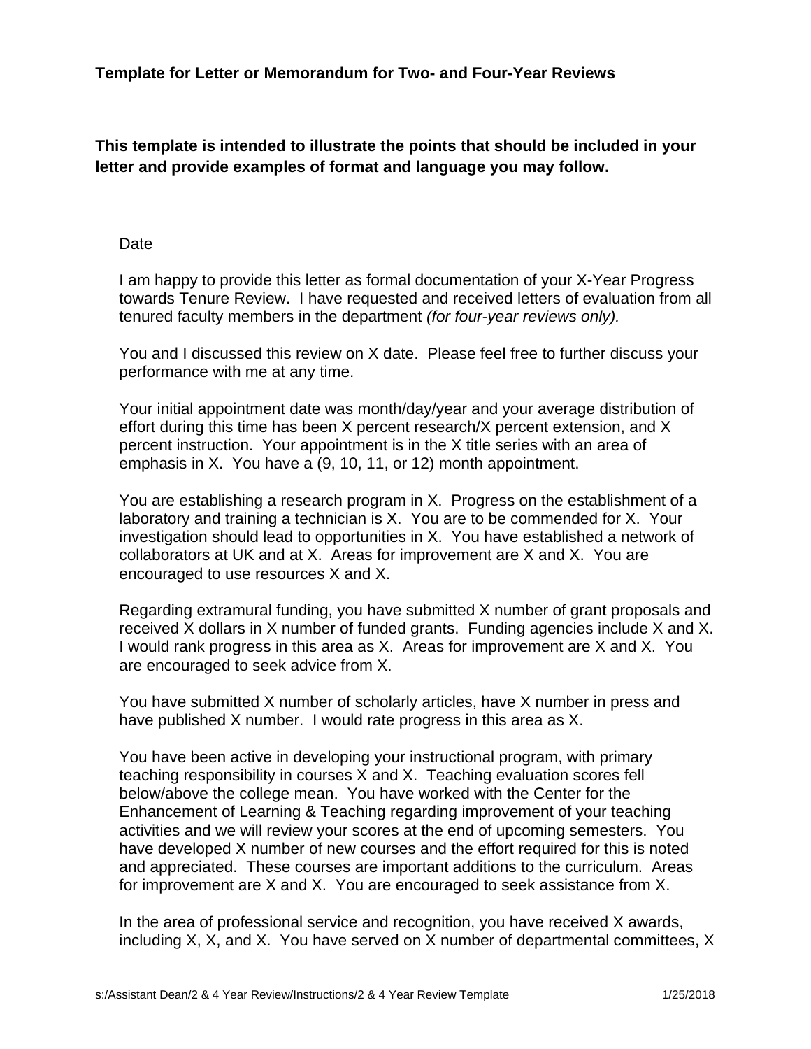**Template for Letter or Memorandum for Two- and Four-Year Reviews**

**This template is intended to illustrate the points that should be included in your letter and provide examples of format and language you may follow.**

Date

I am happy to provide this letter as formal documentation of your X-Year Progress towards Tenure Review. I have requested and received letters of evaluation from all tenured faculty members in the department *(for four-year reviews only).*

You and I discussed this review on X date. Please feel free to further discuss your performance with me at any time.

Your initial appointment date was month/day/year and your average distribution of effort during this time has been X percent research/X percent extension, and X percent instruction. Your appointment is in the X title series with an area of emphasis in X. You have a (9, 10, 11, or 12) month appointment.

You are establishing a research program in X. Progress on the establishment of a laboratory and training a technician is X. You are to be commended for X. Your investigation should lead to opportunities in X. You have established a network of collaborators at UK and at X. Areas for improvement are X and X. You are encouraged to use resources X and X.

Regarding extramural funding, you have submitted X number of grant proposals and received X dollars in X number of funded grants. Funding agencies include X and X. I would rank progress in this area as X. Areas for improvement are X and X. You are encouraged to seek advice from X.

You have submitted X number of scholarly articles, have X number in press and have published X number. I would rate progress in this area as X.

You have been active in developing your instructional program, with primary teaching responsibility in courses X and X. Teaching evaluation scores fell below/above the college mean. You have worked with the Center for the Enhancement of Learning & Teaching regarding improvement of your teaching activities and we will review your scores at the end of upcoming semesters. You have developed X number of new courses and the effort required for this is noted and appreciated. These courses are important additions to the curriculum. Areas for improvement are X and X. You are encouraged to seek assistance from X.

In the area of professional service and recognition, you have received X awards, including X, X, and X. You have served on X number of departmental committees, X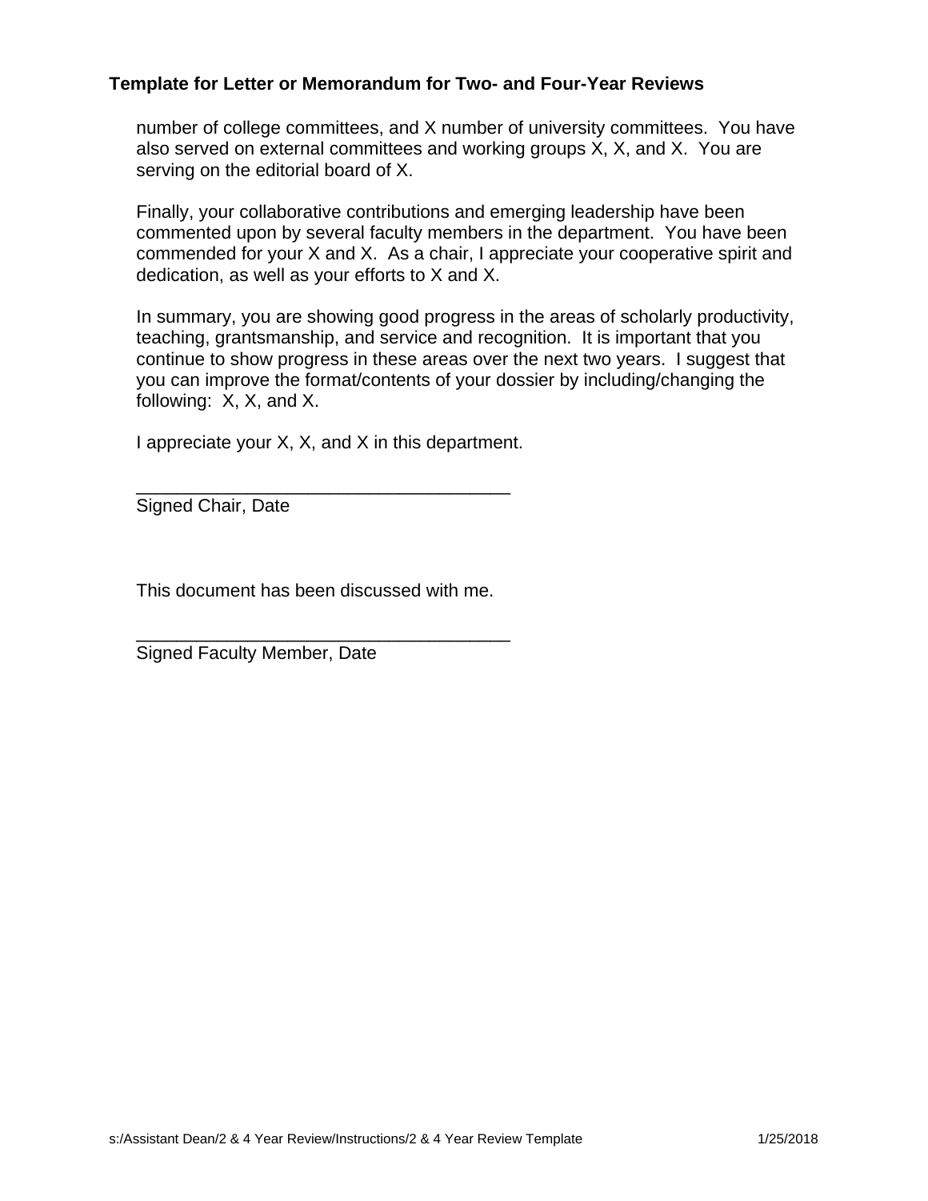number of college committees, and X number of university committees. You have also served on external committees and working groups X, X, and X. You are serving on the editorial board of X.

Finally, your collaborative contributions and emerging leadership have been commented upon by several faculty members in the department. You have been commended for your X and X. As a chair, I appreciate your cooperative spirit and dedication, as well as your efforts to X and X.

In summary, you are showing good progress in the areas of scholarly productivity, teaching, grantsmanship, and service and recognition. It is important that you continue to show progress in these areas over the next two years. I suggest that you can improve the format/contents of your dossier by including/changing the following: X, X, and X.

I appreciate your X, X, and X in this department.

_____________________________________
Signed Chair, Date

This document has been discussed with me.

_____________________________________
Signed Faculty Member, Date